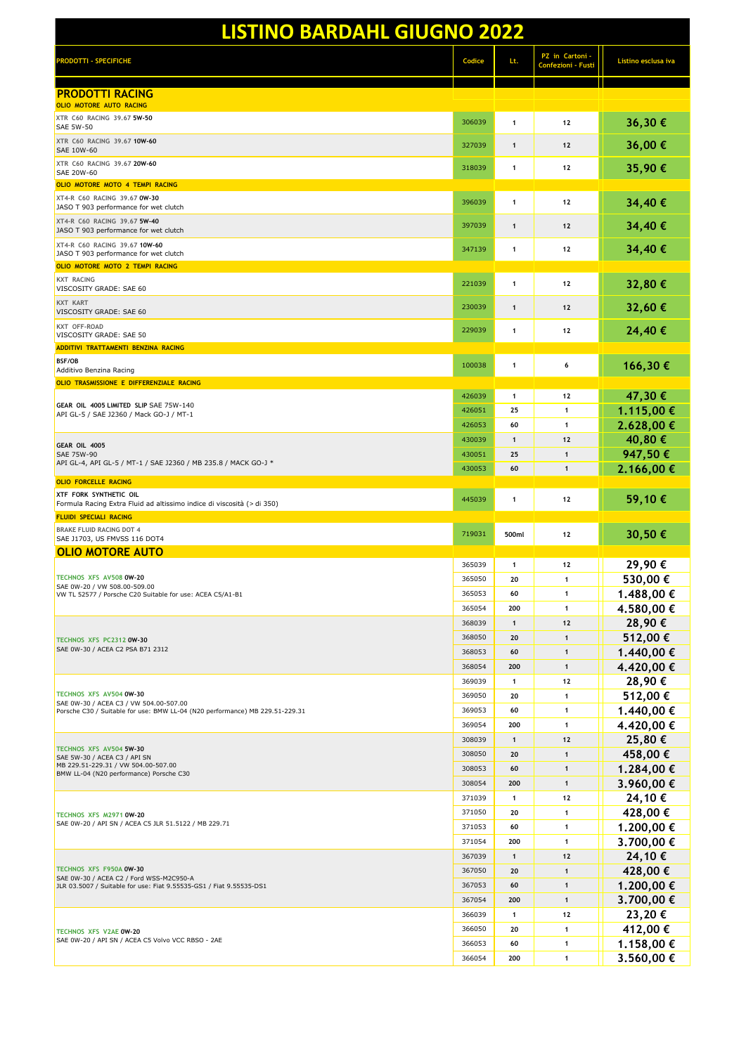# LISTINO BARDAHL GIUGNO 2022

| PRODOTTI - SPECIFICHE | Codice | Lt. | PZ in Cartoni - Confezioni - Fusti | Listino esclusa iva |
|---|---|---|---|---|
| **PRODOTTI RACING** | | | | |
| **OLIO MOTORE AUTO RACING** | | | | |
| XTR C60 RACING 39.67 **5W-50**<br>SAE 5W-50 | 306039 | 1 | 12 | 36,30 € |
| XTR C60 RACING 39.67 **10W-60**<br>SAE 10W-60 | 327039 | 1 | 12 | 36,00 € |
| XTR C60 RACING 39.67 **20W-60**<br>SAE 20W-60 | 318039 | 1 | 12 | 35,90 € |
| **OLIO MOTORE MOTO 4 TEMPI RACING** | | | | |
| XT4-R C60 RACING 39.67 **0W-30**<br>JASO T 903 performance for wet clutch | 396039 | 1 | 12 | 34,40 € |
| XT4-R C60 RACING 39.67 **5W-40**<br>JASO T 903 performance for wet clutch | 397039 | 1 | 12 | 34,40 € |
| XT4-R C60 RACING 39.67 **10W-60**<br>JASO T 903 performance for wet clutch | 347139 | 1 | 12 | 34,40 € |
| **OLIO MOTORE MOTO 2 TEMPI RACING** | | | | |
| KXT RACING<br>VISCOSITY GRADE: SAE 60 | 221039 | 1 | 12 | 32,80 € |
| KXT KART<br>VISCOSITY GRADE: SAE 60 | 230039 | 1 | 12 | 32,60 € |
| KXT OFF-ROAD<br>VISCOSITY GRADE: SAE 50 | 229039 | 1 | 12 | 24,40 € |
| **ADDITIVI TRATTAMENTI BENZINA RACING** | | | | |
| **BSF/OB**<br>Additivo Benzina Racing | 100038 | 1 | 6 | 166,30 € |
| **OLIO TRASMISSIONE E DIFFERENZIALE RACING** | | | | |
| **GEAR OIL 4005 LIMITED SLIP** SAE 75W-140<br>API GL-5 / SAE J2360 / Mack GO-J / MT-1 | 426039 | 1 | 12 | 47,30 € |
| | 426051 | 25 | 1 | 1.115,00 € |
| | 426053 | 60 | 1 | 2.628,00 € |
| **GEAR OIL 4005**<br>SAE 75W-90<br>API GL-4, API GL-5 / MT-1 / SAE J2360 / MB 235.8 / MACK GO-J * | 430039 | 1 | 12 | 40,80 € |
| | 430051 | 25 | 1 | 947,50 € |
| | 430053 | 60 | 1 | 2.166,00 € |
| **OLIO FORCELLE RACING** | | | | |
| **XTF FORK SYNTHETIC OIL**<br>Formula Racing Extra Fluid ad altissimo indice di viscosità (> di 350) | 445039 | 1 | 12 | 59,10 € |
| **FLUIDI SPECIALI RACING** | | | | |
| BRAKE FLUID RACING DOT 4<br>SAE J1703, US FMVSS 116 DOT4 | 719031 | 500ml | 12 | 30,50 € |
| **OLIO MOTORE AUTO** | | | | |
| TECHNOS XFS AV508 **0W-20**<br>SAE 0W-20 / VW 508.00-509.00<br>VW TL 52577 / Porsche C20 Suitable for use: ACEA C5/A1-B1 | 365039 | 1 | 12 | 29,90 € |
| | 365050 | 20 | 1 | 530,00 € |
| | 365053 | 60 | 1 | 1.488,00 € |
| | 365054 | 200 | 1 | 4.580,00 € |
| TECHNOS XFS PC2312 **0W-30**<br>SAE 0W-30 / ACEA C2 PSA B71 2312 | 368039 | 1 | 12 | 28,90 € |
| | 368050 | 20 | 1 | 512,00 € |
| | 368053 | 60 | 1 | 1.440,00 € |
| | 368054 | 200 | 1 | 4.420,00 € |
| TECHNOS XFS AV504 **0W-30**<br>SAE 0W-30 / ACEA C3 / VW 504.00-507.00<br>Porsche C30 / Suitable for use: BMW LL-04 (N20 performance) MB 229.51-229.31 | 369039 | 1 | 12 | 28,90 € |
| | 369050 | 20 | 1 | 512,00 € |
| | 369053 | 60 | 1 | 1.440,00 € |
| | 369054 | 200 | 1 | 4.420,00 € |
| TECHNOS XFS AV504 **5W-30**<br>SAE 5W-30 / ACEA C3 / API SN<br>MB 229.51-229.31 / VW 504.00-507.00<br>BMW LL-04 (N20 performance) Porsche C30 | 308039 | 1 | 12 | 25,80 € |
| | 308050 | 20 | 1 | 458,00 € |
| | 308053 | 60 | 1 | 1.284,00 € |
| | 308054 | 200 | 1 | 3.960,00 € |
| TECHNOS XFS M2971 **0W-20**<br>SAE 0W-20 / API SN / ACEA C5 JLR 51.5122 / MB 229.71 | 371039 | 1 | 12 | 24,10 € |
| | 371050 | 20 | 1 | 428,00 € |
| | 371053 | 60 | 1 | 1.200,00 € |
| | 371054 | 200 | 1 | 3.700,00 € |
| TECHNOS XFS F950A **0W-30**<br>SAE 0W-30 / ACEA C2 / Ford WSS-M2C950-A<br>JLR 03.5007 / Suitable for use: Fiat 9.55535-GS1 / Fiat 9.55535-DS1 | 367039 | 1 | 12 | 24,10 € |
| | 367050 | 20 | 1 | 428,00 € |
| | 367053 | 60 | 1 | 1.200,00 € |
| | 367054 | 200 | 1 | 3.700,00 € |
| TECHNOS XFS V2AE **0W-20**<br>SAE 0W-20 / API SN / ACEA C5 Volvo VCC RBSO - 2AE | 366039 | 1 | 12 | 23,20 € |
| | 366050 | 20 | 1 | 412,00 € |
| | 366053 | 60 | 1 | 1.158,00 € |
| | 366054 | 200 | 1 | 3.560,00 € |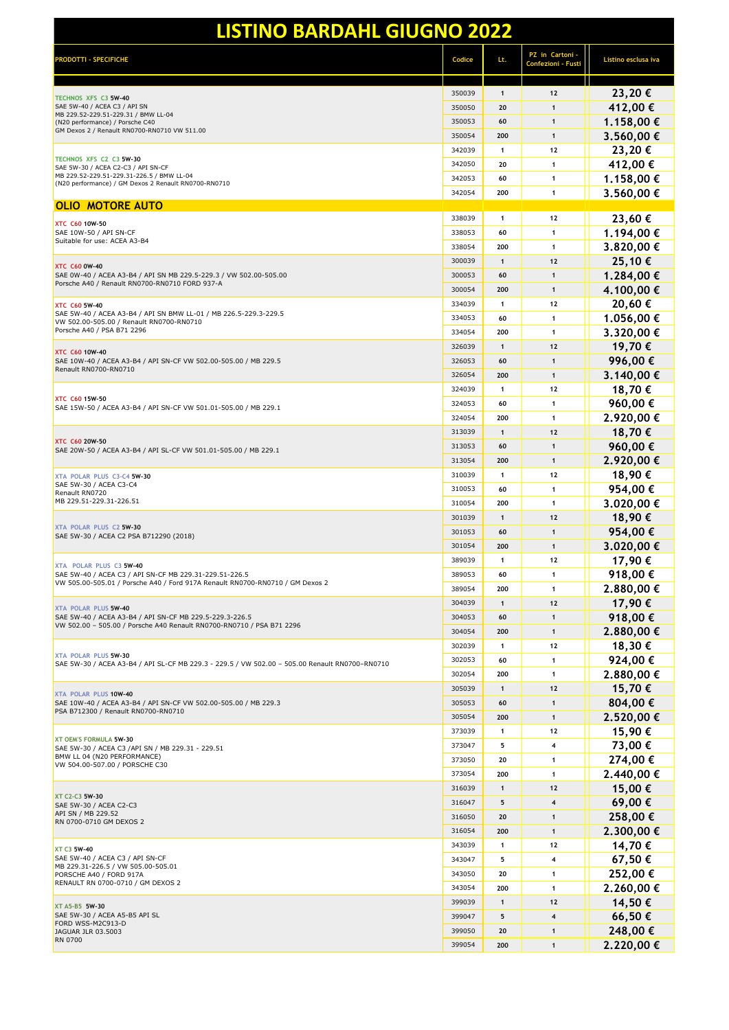# LISTINO BARDAHL GIUGNO 2022

| PRODOTTI - SPECIFICHE | Codice | Lt. | PZ in Cartoni - Confezioni - Fusti | Listino esclusa iva |
|---|---|---|---|---|
| TECHNOS XFS C3 5W-40<br>SAE 5W-40 / ACEA C3 / API SN<br>MB 229.52-229.51-229.31 / BMW LL-04<br>(N20 performance) / Porsche C40<br>GM Dexos 2 / Renault RN0700-RN0710 VW 511.00 | 350039 | 1 | 12 | 23,20 € |
| | 350050 | 20 | 1 | 412,00 € |
| | 350053 | 60 | 1 | 1.158,00 € |
| | 350054 | 200 | 1 | 3.560,00 € |
| TECHNOS XFS C2 C3 5W-30<br>SAE 5W-30 / ACEA C2-C3 / API SN-CF<br>MB 229.52-229.51-229.31-226.5 / BMW LL-04<br>(N20 performance) / GM Dexos 2 Renault RN0700-RN0710 | 342039 | 1 | 12 | 23,20 € |
| | 342050 | 20 | 1 | 412,00 € |
| | 342053 | 60 | 1 | 1.158,00 € |
| | 342054 | 200 | 1 | 3.560,00 € |
| **OLIO MOTORE AUTO** | | | | |
| XTC C60 10W-50<br>SAE 10W-50 / API SN-CF<br>Suitable for use: ACEA A3-B4 | 338039 | 1 | 12 | 23,60 € |
| | 338053 | 60 | 1 | 1.194,00 € |
| | 338054 | 200 | 1 | 3.820,00 € |
| XTC C60 0W-40<br>SAE 0W-40 / ACEA A3-B4 / API SN MB 229.5-229.3 / VW 502.00-505.00<br>Porsche A40 / Renault RN0700-RN0710 FORD 937-A | 300039 | 1 | 12 | 25,10 € |
| | 300053 | 60 | 1 | 1.284,00 € |
| | 300054 | 200 | 1 | 4.100,00 € |
| XTC C60 5W-40<br>SAE 5W-40 / ACEA A3-B4 / API SN BMW LL-01 / MB 226.5-229.3-229.5<br>VW 502.00-505.00 / Renault RN0700-RN0710<br>Porsche A40 / PSA B71 2296 | 334039 | 1 | 12 | 20,60 € |
| | 334053 | 60 | 1 | 1.056,00 € |
| | 334054 | 200 | 1 | 3.320,00 € |
| XTC C60 10W-40<br>SAE 10W-40 / ACEA A3-B4 / API SN-CF VW 502.00-505.00 / MB 229.5<br>Renault RN0700-RN0710 | 326039 | 1 | 12 | 19,70 € |
| | 326053 | 60 | 1 | 996,00 € |
| | 326054 | 200 | 1 | 3.140,00 € |
| XTC C60 15W-50<br>SAE 15W-50 / ACEA A3-B4 / API SN-CF VW 501.01-505.00 / MB 229.1 | 324039 | 1 | 12 | 18,70 € |
| | 324053 | 60 | 1 | 960,00 € |
| | 324054 | 200 | 1 | 2.920,00 € |
| XTC C60 20W-50<br>SAE 20W-50 / ACEA A3-B4 / API SL-CF VW 501.01-505.00 / MB 229.1 | 313039 | 1 | 12 | 18,70 € |
| | 313053 | 60 | 1 | 960,00 € |
| | 313054 | 200 | 1 | 2.920,00 € |
| XTA POLAR PLUS C3-C4 5W-30<br>SAE 5W-30 / ACEA C3-C4<br>Renault RN0720<br>MB 229.51-229.31-226.51 | 310039 | 1 | 12 | 18,90 € |
| | 310053 | 60 | 1 | 954,00 € |
| | 310054 | 200 | 1 | 3.020,00 € |
| XTA POLAR PLUS C2 5W-30<br>SAE 5W-30 / ACEA C2 PSA B712290 (2018) | 301039 | 1 | 12 | 18,90 € |
| | 301053 | 60 | 1 | 954,00 € |
| | 301054 | 200 | 1 | 3.020,00 € |
| XTA POLAR PLUS C3 5W-40<br>SAE 5W-40 / ACEA C3 / API SN-CF MB 229.31-229.51-226.5<br>VW 505.00-505.01 / Porsche A40 / Ford 917A Renault RN0700-RN0710 / GM Dexos 2 | 389039 | 1 | 12 | 17,90 € |
| | 389053 | 60 | 1 | 918,00 € |
| | 389054 | 200 | 1 | 2.880,00 € |
| XTA POLAR PLUS 5W-40<br>SAE 5W-40 / ACEA A3-B4 / API SN-CF MB 229.5-229.3-226.5<br>VW 502.00 – 505.00 / Porsche A40 Renault RN0700-RN0710 / PSA B71 2296 | 304039 | 1 | 12 | 17,90 € |
| | 304053 | 60 | 1 | 918,00 € |
| | 304054 | 200 | 1 | 2.880,00 € |
| XTA POLAR PLUS 5W-30<br>SAE 5W-30 / ACEA A3-B4 / API SL-CF MB 229.3 - 229.5 / VW 502.00 – 505.00 Renault RN0700–RN0710 | 302039 | 1 | 12 | 18,30 € |
| | 302053 | 60 | 1 | 924,00 € |
| | 302054 | 200 | 1 | 2.880,00 € |
| XTA POLAR PLUS 10W-40<br>SAE 10W-40 / ACEA A3-B4 / API SN-CF VW 502.00-505.00 / MB 229.3<br>PSA B712300 / Renault RN0700-RN0710 | 305039 | 1 | 12 | 15,70 € |
| | 305053 | 60 | 1 | 804,00 € |
| | 305054 | 200 | 1 | 2.520,00 € |
| XT OEM'S FORMULA 5W-30<br>SAE 5W-30 / ACEA C3 /API SN / MB 229.31 - 229.51<br>BMW LL 04 (N20 PERFORMANCE)<br>VW 504.00-507.00 / PORSCHE C30 | 373039 | 1 | 12 | 15,90 € |
| | 373047 | 5 | 4 | 73,00 € |
| | 373050 | 20 | 1 | 274,00 € |
| | 373054 | 200 | 1 | 2.440,00 € |
| XT C2-C3 5W-30<br>SAE 5W-30 / ACEA C2-C3<br>API SN / MB 229.52<br>RN 0700-0710 GM DEXOS 2 | 316039 | 1 | 12 | 15,00 € |
| | 316047 | 5 | 4 | 69,00 € |
| | 316050 | 20 | 1 | 258,00 € |
| | 316054 | 200 | 1 | 2.300,00 € |
| XT C3 5W-40<br>SAE 5W-40 / ACEA C3 / API SN-CF<br>MB 229.31-226.5 / VW 505.00-505.01<br>PORSCHE A40 / FORD 917A<br>RENAULT RN 0700-0710 / GM DEXOS 2 | 343039 | 1 | 12 | 14,70 € |
| | 343047 | 5 | 4 | 67,50 € |
| | 343050 | 20 | 1 | 252,00 € |
| | 343054 | 200 | 1 | 2.260,00 € |
| XT A5-B5 5W-30<br>SAE 5W-30 / ACEA A5-B5 API SL<br>FORD WSS-M2C913-D<br>JAGUAR JLR 03.5003<br>RN 0700 | 399039 | 1 | 12 | 14,50 € |
| | 399047 | 5 | 4 | 66,50 € |
| | 399050 | 20 | 1 | 248,00 € |
| | 399054 | 200 | 1 | 2.220,00 € |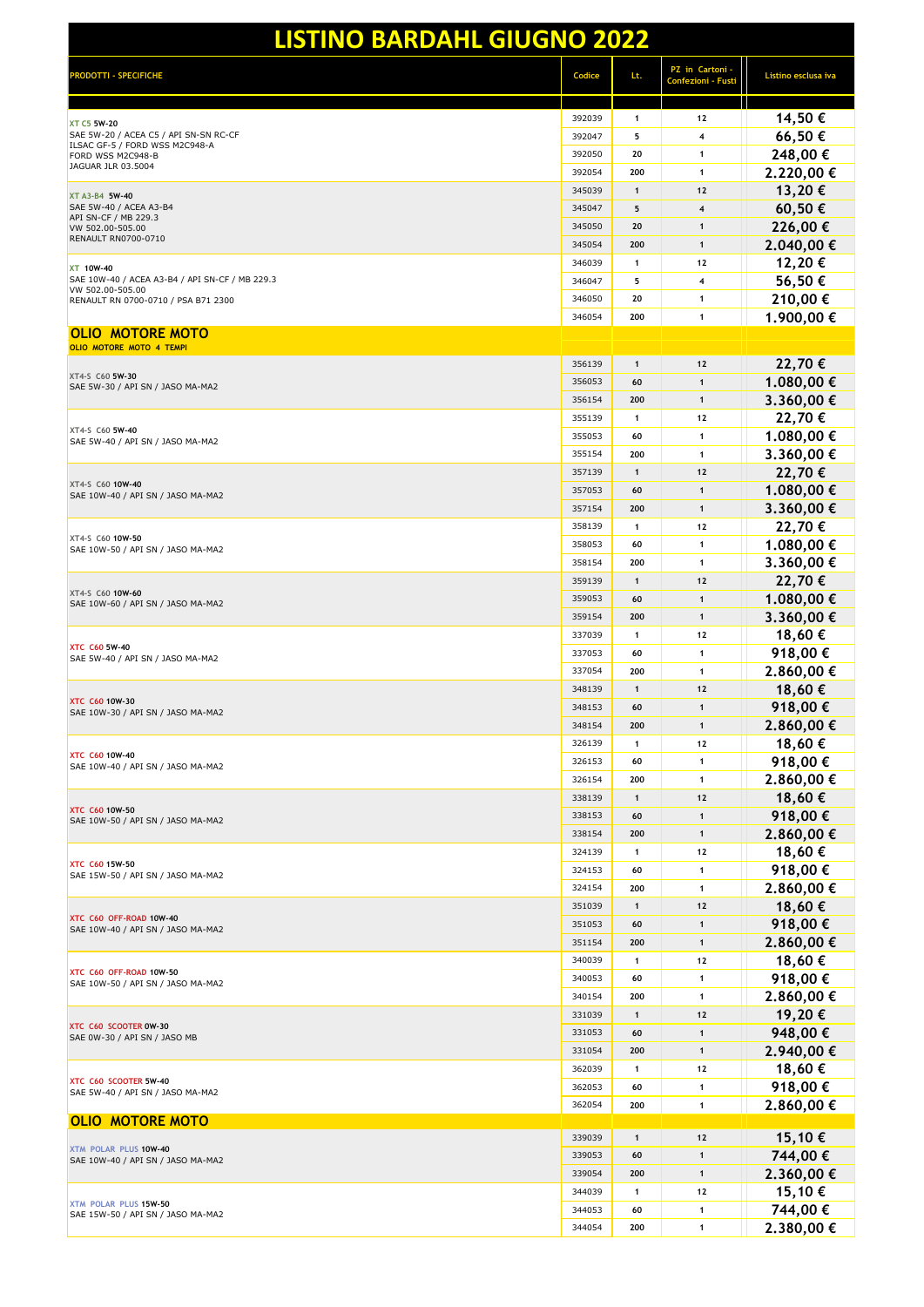# LISTINO BARDAHL GIUGNO 2022

| PRODOTTI - SPECIFICHE | Codice | Lt. | PZ in Cartoni - Confezioni - Fusti | Listino esclusa iva |
|---|---|---|---|---|
| **XT C5 5W-20** SAE 5W-20 / ACEA C5 / API SN-SN RC-CF ILSAC GF-5 / FORD WSS M2C948-A FORD WSS M2C948-B JAGUAR JLR 03.5004 | 392039 | 1 | 12 | 14,50 € |
| | 392047 | 5 | 4 | 66,50 € |
| | 392050 | 20 | 1 | 248,00 € |
| | 392054 | 200 | 1 | 2.220,00 € |
| **XT A3-B4 5W-40** SAE 5W-40 / ACEA A3-B4 API SN-CF / MB 229.3 VW 502.00-505.00 RENAULT RN0700-0710 | 345039 | 1 | 12 | 13,20 € |
| | 345047 | 5 | 4 | 60,50 € |
| | 345050 | 20 | 1 | 226,00 € |
| | 345054 | 200 | 1 | 2.040,00 € |
| **XT 10W-40** SAE 10W-40 / ACEA A3-B4 / API SN-CF / MB 229.3 VW 502.00-505.00 RENAULT RN 0700-0710 / PSA B71 2300 | 346039 | 1 | 12 | 12,20 € |
| | 346047 | 5 | 4 | 56,50 € |
| | 346050 | 20 | 1 | 210,00 € |
| | 346054 | 200 | 1 | 1.900,00 € |
| **OLIO MOTORE MOTO** | | | | |
| **OLIO MOTORE MOTO 4 TEMPI** | | | | |
| **XT4-S C60 5W-30** SAE 5W-30 / API SN / JASO MA-MA2 | 356139 | 1 | 12 | 22,70 € |
| | 356053 | 60 | 1 | 1.080,00 € |
| | 356154 | 200 | 1 | 3.360,00 € |
| **XT4-S C60 5W-40** SAE 5W-40 / API SN / JASO MA-MA2 | 355139 | 1 | 12 | 22,70 € |
| | 355053 | 60 | 1 | 1.080,00 € |
| | 355154 | 200 | 1 | 3.360,00 € |
| **XT4-S C60 10W-40** SAE 10W-40 / API SN / JASO MA-MA2 | 357139 | 1 | 12 | 22,70 € |
| | 357053 | 60 | 1 | 1.080,00 € |
| | 357154 | 200 | 1 | 3.360,00 € |
| **XT4-S C60 10W-50** SAE 10W-50 / API SN / JASO MA-MA2 | 358139 | 1 | 12 | 22,70 € |
| | 358053 | 60 | 1 | 1.080,00 € |
| | 358154 | 200 | 1 | 3.360,00 € |
| **XT4-S C60 10W-60** SAE 10W-60 / API SN / JASO MA-MA2 | 359139 | 1 | 12 | 22,70 € |
| | 359053 | 60 | 1 | 1.080,00 € |
| | 359154 | 200 | 1 | 3.360,00 € |
| **XTC C60 5W-40** SAE 5W-40 / API SN / JASO MA-MA2 | 337039 | 1 | 12 | 18,60 € |
| | 337053 | 60 | 1 | 918,00 € |
| | 337054 | 200 | 1 | 2.860,00 € |
| **XTC C60 10W-30** SAE 10W-30 / API SN / JASO MA-MA2 | 348139 | 1 | 12 | 18,60 € |
| | 348153 | 60 | 1 | 918,00 € |
| | 348154 | 200 | 1 | 2.860,00 € |
| **XTC C60 10W-40** SAE 10W-40 / API SN / JASO MA-MA2 | 326139 | 1 | 12 | 18,60 € |
| | 326153 | 60 | 1 | 918,00 € |
| | 326154 | 200 | 1 | 2.860,00 € |
| **XTC C60 10W-50** SAE 10W-50 / API SN / JASO MA-MA2 | 338139 | 1 | 12 | 18,60 € |
| | 338153 | 60 | 1 | 918,00 € |
| | 338154 | 200 | 1 | 2.860,00 € |
| **XTC C60 15W-50** SAE 15W-50 / API SN / JASO MA-MA2 | 324139 | 1 | 12 | 18,60 € |
| | 324153 | 60 | 1 | 918,00 € |
| | 324154 | 200 | 1 | 2.860,00 € |
| **XTC C60 OFF-ROAD 10W-40** SAE 10W-40 / API SN / JASO MA-MA2 | 351039 | 1 | 12 | 18,60 € |
| | 351053 | 60 | 1 | 918,00 € |
| | 351154 | 200 | 1 | 2.860,00 € |
| **XTC C60 OFF-ROAD 10W-50** SAE 10W-50 / API SN / JASO MA-MA2 | 340039 | 1 | 12 | 18,60 € |
| | 340053 | 60 | 1 | 918,00 € |
| | 340154 | 200 | 1 | 2.860,00 € |
| **XTC C60 SCOOTER 0W-30** SAE 0W-30 / API SN / JASO MB | 331039 | 1 | 12 | 19,20 € |
| | 331053 | 60 | 1 | 948,00 € |
| | 331054 | 200 | 1 | 2.940,00 € |
| **XTC C60 SCOOTER 5W-40** SAE 5W-40 / API SN / JASO MA-MA2 | 362039 | 1 | 12 | 18,60 € |
| | 362053 | 60 | 1 | 918,00 € |
| | 362054 | 200 | 1 | 2.860,00 € |
| **OLIO MOTORE MOTO** | | | | |
| **XTM POLAR PLUS 10W-40** SAE 10W-40 / API SN / JASO MA-MA2 | 339039 | 1 | 12 | 15,10 € |
| | 339053 | 60 | 1 | 744,00 € |
| | 339054 | 200 | 1 | 2.360,00 € |
| **XTM POLAR PLUS 15W-50** SAE 15W-50 / API SN / JASO MA-MA2 | 344039 | 1 | 12 | 15,10 € |
| | 344053 | 60 | 1 | 744,00 € |
| | 344054 | 200 | 1 | 2.380,00 € |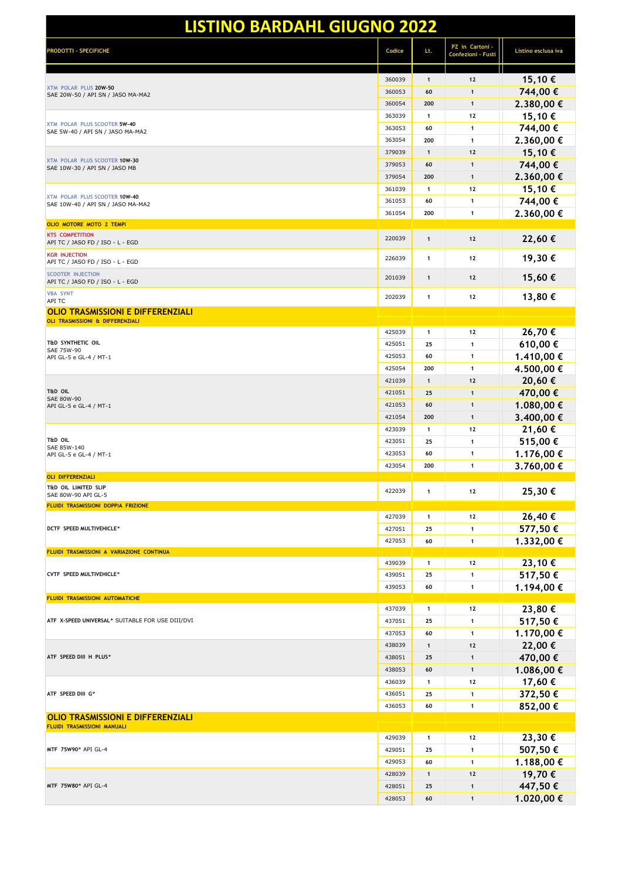# LISTINO BARDAHL GIUGNO 2022

| PRODOTTI - SPECIFICHE | Codice | Lt. | PZ in Cartoni - Confezioni - Fusti | Listino esclusa iva |
|---|---|---|---|---|
| | | | | |
| XTM POLAR PLUS **20W-50** SAE 20W-50 / API SN / JASO MA-MA2 | 360039 | 1 | 12 | 15,10 € |
| | 360053 | 60 | 1 | 744,00 € |
| | 360054 | 200 | 1 | 2.380,00 € |
| XTM POLAR PLUS SCOOTER **5W-40** SAE 5W-40 / API SN / JASO MA-MA2 | 363039 | 1 | 12 | 15,10 € |
| | 363053 | 60 | 1 | 744,00 € |
| | 363054 | 200 | 1 | 2.360,00 € |
| XTM POLAR PLUS SCOOTER **10W-30** SAE 10W-30 / API SN / JASO MB | 379039 | 1 | 12 | 15,10 € |
| | 379053 | 60 | 1 | 744,00 € |
| | 379054 | 200 | 1 | 2.360,00 € |
| XTM POLAR PLUS SCOOTER **10W-40** SAE 10W-40 / API SN / JASO MA-MA2 | 361039 | 1 | 12 | 15,10 € |
| | 361053 | 60 | 1 | 744,00 € |
| | 361054 | 200 | 1 | 2.360,00 € |
| **OLIO MOTORE MOTO 2 TEMPI** | | | | |
| KTS COMPETITION API TC / JASO FD / ISO - L - EGD | 220039 | 1 | 12 | 22,60 € |
| KGR INJECTION API TC / JASO FD / ISO - L - EGD | 226039 | 1 | 12 | 19,30 € |
| SCOOTER INJECTION API TC / JASO FD / ISO - L - EGD | 201039 | 1 | 12 | 15,60 € |
| VBA SYNT API TC | 202039 | 1 | 12 | 13,80 € |
| **OLIO TRASMISSIONI E DIFFERENZIALI** | | | | |
| **OLI TRASMISSIONI & DIFFERENZIALI** | | | | |
| **T&D SYNTHETIC OIL** SAE 75W-90 API GL-5 e GL-4 / MT-1 | 425039 | 1 | 12 | 26,70 € |
| | 425051 | 25 | 1 | 610,00 € |
| | 425053 | 60 | 1 | 1.410,00 € |
| | 425054 | 200 | 1 | 4.500,00 € |
| **T&D OIL** SAE 80W-90 API GL-5 e GL-4 / MT-1 | 421039 | 1 | 12 | 20,60 € |
| | 421051 | 25 | 1 | 470,00 € |
| | 421053 | 60 | 1 | 1.080,00 € |
| | 421054 | 200 | 1 | 3.400,00 € |
| **T&D OIL** SAE 85W-140 API GL-5 e GL-4 / MT-1 | 423039 | 1 | 12 | 21,60 € |
| | 423051 | 25 | 1 | 515,00 € |
| | 423053 | 60 | 1 | 1.176,00 € |
| | 423054 | 200 | 1 | 3.760,00 € |
| **OLI DIFFERENZIALI** | | | | |
| **T&D OIL LIMITED SLIP** SAE 80W-90 API GL-5 | 422039 | 1 | 12 | 25,30 € |
| **FLUIDI TRASMISSIONI DOPPIA FRIZIONE** | | | | |
| **DCTF SPEED MULTIVEHICLE*** | 427039 | 1 | 12 | 26,40 € |
| | 427051 | 25 | 1 | 577,50 € |
| | 427053 | 60 | 1 | 1.332,00 € |
| **FLUIDI TRASMISSIONI A VARIAZIONE CONTINUA** | | | | |
| **CVTF SPEED MULTIVEHICLE*** | 439039 | 1 | 12 | 23,10 € |
| | 439051 | 25 | 1 | 517,50 € |
| | 439053 | 60 | 1 | 1.194,00 € |
| **FLUIDI TRASMISSIONI AUTOMATICHE** | | | | |
| **ATF X-SPEED UNIVERSAL*** SUITABLE FOR USE DIII/DVI | 437039 | 1 | 12 | 23,80 € |
| | 437051 | 25 | 1 | 517,50 € |
| | 437053 | 60 | 1 | 1.170,00 € |
| **ATF SPEED DIII H PLUS*** | 438039 | 1 | 12 | 22,00 € |
| | 438051 | 25 | 1 | 470,00 € |
| | 438053 | 60 | 1 | 1.086,00 € |
| **ATF SPEED DIII G*** | 436039 | 1 | 12 | 17,60 € |
| | 436051 | 25 | 1 | 372,50 € |
| | 436053 | 60 | 1 | 852,00 € |
| **OLIO TRASMISSIONI E DIFFERENZIALI** | | | | |
| **FLUIDI TRASMISSIONI MANUALI** | | | | |
| **MTF 75W90*** API GL-4 | 429039 | 1 | 12 | 23,30 € |
| | 429051 | 25 | 1 | 507,50 € |
| | 429053 | 60 | 1 | 1.188,00 € |
| **MTF 75W80*** API GL-4 | 428039 | 1 | 12 | 19,70 € |
| | 428051 | 25 | 1 | 447,50 € |
| | 428053 | 60 | 1 | 1.020,00 € |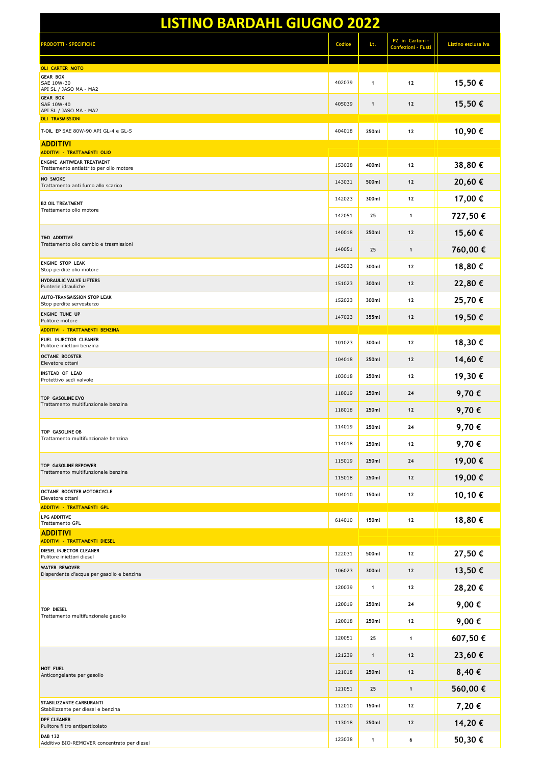# LISTINO BARDAHL GIUGNO 2022

| PRODOTTI - SPECIFICHE | Codice | Lt. | PZ in Cartoni - Confezioni - Fusti | Listino esclusa iva |
|---|---|---|---|---|
| **OLI CARTER MOTO** | | | | |
| **GEAR BOX** SAE 10W-30 API SL / JASO MA - MA2 | 402039 | 1 | 12 | 15,50 € |
| **GEAR BOX** SAE 10W-40 API SL / JASO MA - MA2 | 405039 | 1 | 12 | 15,50 € |
| **OLI TRASMISSIONI** | | | | |
| **T-OIL EP** SAE 80W-90 API GL-4 e GL-5 | 404018 | 250ml | 12 | 10,90 € |
| **ADDITIVI** | | | | |
| **ADDITIVI - TRATTAMENTI OLIO** | | | | |
| **ENGINE ANTIWEAR TREATMENT** Trattamento antiattrito per olio motore | 153028 | 400ml | 12 | 38,80 € |
| **NO SMOKE** Trattamento anti fumo allo scarico | 143031 | 500ml | 12 | 20,60 € |
| **B2 OIL TREATMENT** Trattamento olio motore | 142023 | 300ml | 12 | 17,00 € |
| | 142051 | 25 | 1 | 727,50 € |
| **T&D ADDITIVE** Trattamento olio cambio e trasmissioni | 140018 | 250ml | 12 | 15,60 € |
| | 140051 | 25 | 1 | 760,00 € |
| **ENGINE STOP LEAK** Stop perdite olio motore | 145023 | 300ml | 12 | 18,80 € |
| **HYDRAULIC VALVE LIFTERS** Punterie idrauliche | 151023 | 300ml | 12 | 22,80 € |
| **AUTO-TRANSMISSION STOP LEAK** Stop perdite servosterzo | 152023 | 300ml | 12 | 25,70 € |
| **ENGINE TUNE UP** Pulitore motore | 147023 | 355ml | 12 | 19,50 € |
| **ADDITIVI - TRATTAMENTI BENZINA** | | | | |
| **FUEL INJECTOR CLEANER** Pulitore iniettori benzina | 101023 | 300ml | 12 | 18,30 € |
| **OCTANE BOOSTER** Elevatore ottani | 104018 | 250ml | 12 | 14,60 € |
| **INSTEAD OF LEAD** Protettivo sedi valvole | 103018 | 250ml | 12 | 19,30 € |
| **TOP GASOLINE EVO** Trattamento multifunzionale benzina | 118019 | 250ml | 24 | 9,70 € |
| | 118018 | 250ml | 12 | 9,70 € |
| **TOP GASOLINE OB** Trattamento multifunzionale benzina | 114019 | 250ml | 24 | 9,70 € |
| | 114018 | 250ml | 12 | 9,70 € |
| **TOP GASOLINE REPOWER** Trattamento multifunzionale benzina | 115019 | 250ml | 24 | 19,00 € |
| | 115018 | 250ml | 12 | 19,00 € |
| **OCTANE BOOSTER MOTORCYCLE** Elevatore ottani | 104010 | 150ml | 12 | 10,10 € |
| **ADDITIVI - TRATTAMENTI GPL** | | | | |
| **LPG ADDITIVE** Trattamento GPL | 614010 | 150ml | 12 | 18,80 € |
| **ADDITIVI** | | | | |
| **ADDITIVI - TRATTAMENTI DIESEL** | | | | |
| **DIESEL INJECTOR CLEANER** Pulitore iniettori diesel | 122031 | 500ml | 12 | 27,50 € |
| **WATER REMOVER** Disperdente d'acqua per gasolio e benzina | 106023 | 300ml | 12 | 13,50 € |
| **TOP DIESEL** Trattamento multifunzionale gasolio | 120039 | 1 | 12 | 28,20 € |
| | 120019 | 250ml | 24 | 9,00 € |
| | 120018 | 250ml | 12 | 9,00 € |
| | 120051 | 25 | 1 | 607,50 € |
| **HOT FUEL** Anticongelante per gasolio | 121239 | 1 | 12 | 23,60 € |
| | 121018 | 250ml | 12 | 8,40 € |
| | 121051 | 25 | 1 | 560,00 € |
| **STABILIZZANTE CARBURANTI** Stabilizzante per diesel e benzina | 112010 | 150ml | 12 | 7,20 € |
| **DPF CLEANER** Pulitore filtro antiparticolato | 113018 | 250ml | 12 | 14,20 € |
| **DAB 132** Additivo BIO-REMOVER concentrato per diesel | 123038 | 1 | 6 | 50,30 € |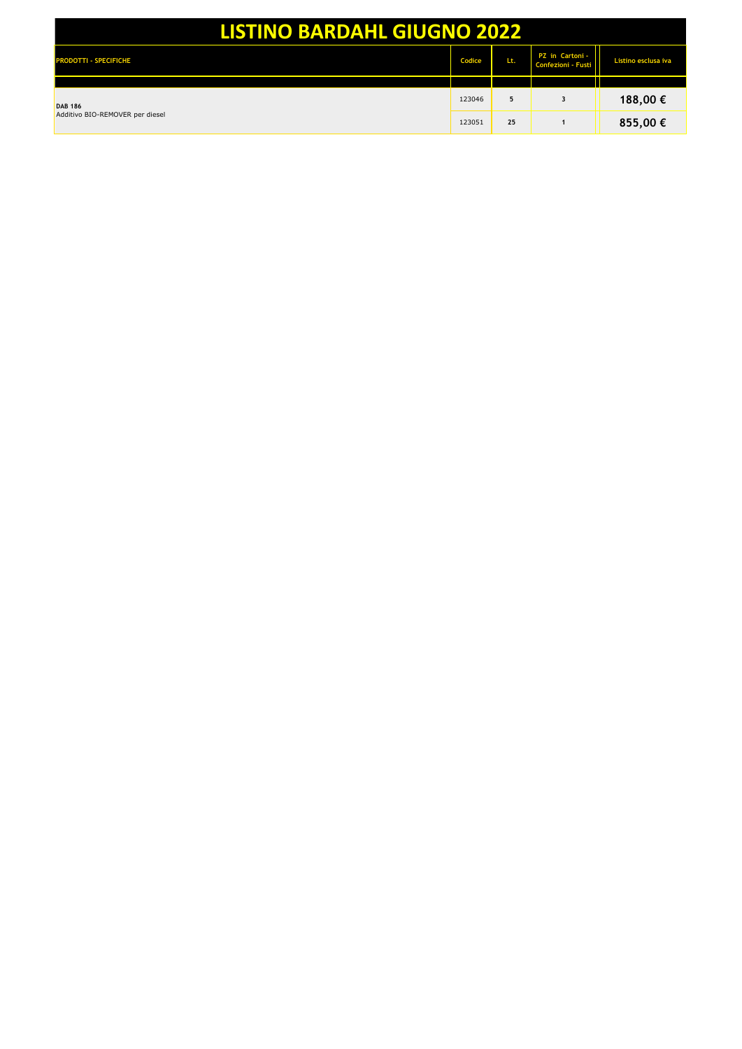# LISTINO BARDAHL GIUGNO 2022

| PRODOTTI - SPECIFICHE | Codice | Lt. | PZ in Cartoni - Confezioni - Fusti | Listino esclusa iva |
|---|---|---|---|---|
| | | | | |
| **DAB 186**<br>Additivo BIO-REMOVER per diesel | 123046 | 5 | 3 | 188,00 € |
| | 123051 | 25 | 1 | 855,00 € |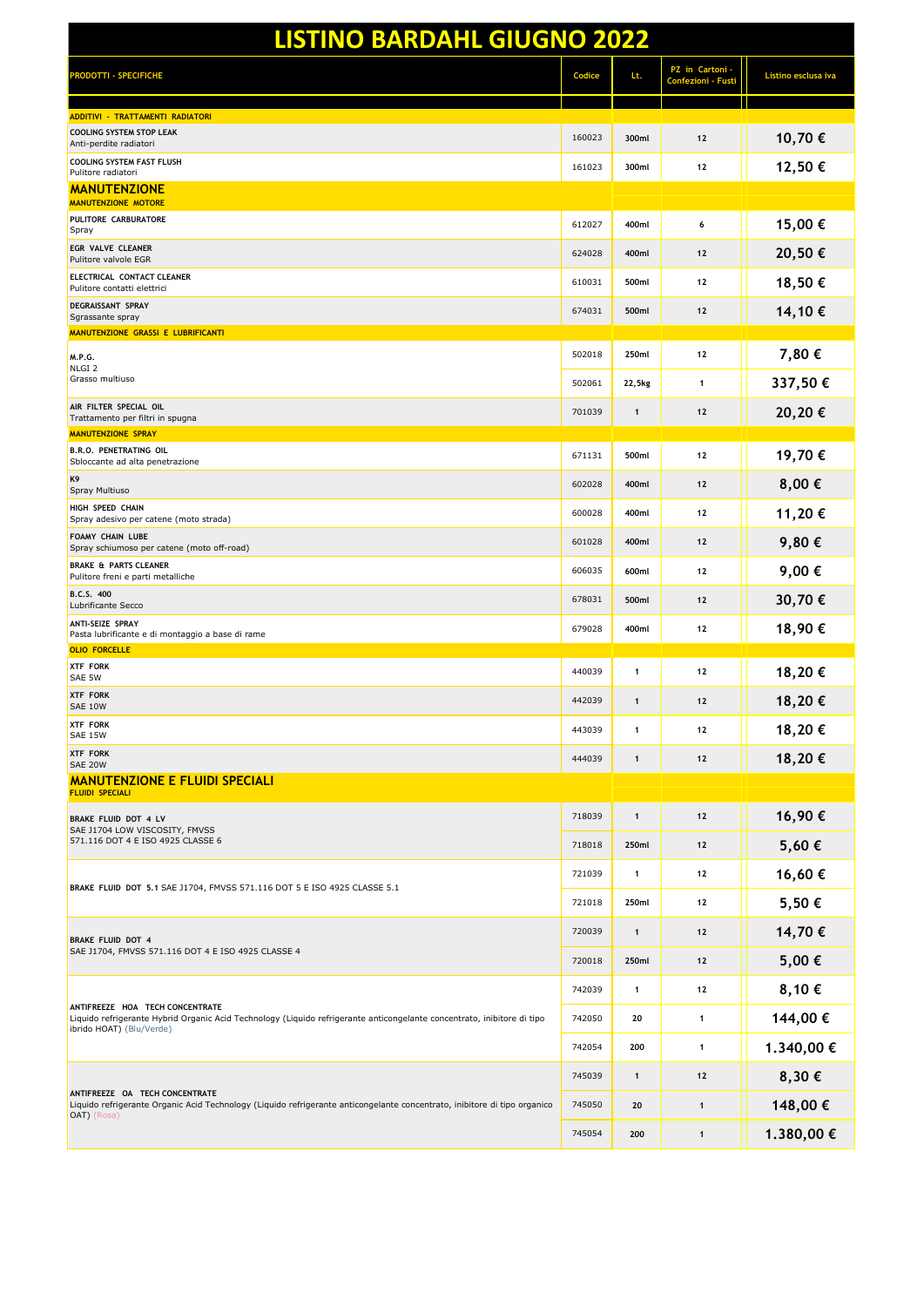# LISTINO BARDAHL GIUGNO 2022

| PRODOTTI - SPECIFICHE | Codice | Lt. | PZ in Cartoni - Confezioni - Fusti | Listino esclusa iva |
|---|---|---|---|---|
| **ADDITIVI - TRATTAMENTI RADIATORI** | | | | |
| **COOLING SYSTEM STOP LEAK** Anti-perdite radiatori | 160023 | 300ml | 12 | 10,70 € |
| **COOLING SYSTEM FAST FLUSH** Pulitore radiatori | 161023 | 300ml | 12 | 12,50 € |
| **MANUTENZIONE** | | | | |
| **MANUTENZIONE MOTORE** | | | | |
| **PULITORE CARBURATORE** Spray | 612027 | 400ml | 6 | 15,00 € |
| **EGR VALVE CLEANER** Pulitore valvole EGR | 624028 | 400ml | 12 | 20,50 € |
| **ELECTRICAL CONTACT CLEANER** Pulitore contatti elettrici | 610031 | 500ml | 12 | 18,50 € |
| **DEGRAISSANT SPRAY** Sgrassante spray | 674031 | 500ml | 12 | 14,10 € |
| **MANUTENZIONE GRASSI E LUBRIFICANTI** | | | | |
| **M.P.G.** NLGI 2 Grasso multiuso | 502018 | 250ml | 12 | 7,80 € |
| | 502061 | 22,5kg | 1 | 337,50 € |
| **AIR FILTER SPECIAL OIL** Trattamento per filtri in spugna | 701039 | 1 | 12 | 20,20 € |
| **MANUTENZIONE SPRAY** | | | | |
| **B.R.O. PENETRATING OIL** Sbloccante ad alta penetrazione | 671131 | 500ml | 12 | 19,70 € |
| **K9** Spray Multiuso | 602028 | 400ml | 12 | 8,00 € |
| **HIGH SPEED CHAIN** Spray adesivo per catene (moto strada) | 600028 | 400ml | 12 | 11,20 € |
| **FOAMY CHAIN LUBE** Spray schiumoso per catene (moto off-road) | 601028 | 400ml | 12 | 9,80 € |
| **BRAKE & PARTS CLEANER** Pulitore freni e parti metalliche | 606035 | 600ml | 12 | 9,00 € |
| **B.C.S. 400** Lubrificante Secco | 678031 | 500ml | 12 | 30,70 € |
| **ANTI-SEIZE SPRAY** Pasta lubrificante e di montaggio a base di rame | 679028 | 400ml | 12 | 18,90 € |
| **OLIO FORCELLE** | | | | |
| **XTF FORK** SAE 5W | 440039 | 1 | 12 | 18,20 € |
| **XTF FORK** SAE 10W | 442039 | 1 | 12 | 18,20 € |
| **XTF FORK** SAE 15W | 443039 | 1 | 12 | 18,20 € |
| **XTF FORK** SAE 20W | 444039 | 1 | 12 | 18,20 € |
| **MANUTENZIONE E FLUIDI SPECIALI** | | | | |
| **FLUIDI SPECIALI** | | | | |
| **BRAKE FLUID DOT 4 LV** SAE J1704 LOW VISCOSITY, FMVSS 571.116 DOT 4 E ISO 4925 CLASSE 6 | 718039 | 1 | 12 | 16,90 € |
| | 718018 | 250ml | 12 | 5,60 € |
| **BRAKE FLUID DOT 5.1** SAE J1704, FMVSS 571.116 DOT 5 E ISO 4925 CLASSE 5.1 | 721039 | 1 | 12 | 16,60 € |
| | 721018 | 250ml | 12 | 5,50 € |
| **BRAKE FLUID DOT 4** SAE J1704, FMVSS 571.116 DOT 4 E ISO 4925 CLASSE 4 | 720039 | 1 | 12 | 14,70 € |
| | 720018 | 250ml | 12 | 5,00 € |
| **ANTIFREEZE HOA TECH CONCENTRATE** Liquido refrigerante Hybrid Organic Acid Technology (Liquido refrigerante anticongelante concentrato, inibitore di tipo ibrido HOAT) (Blu/Verde) | 742039 | 1 | 12 | 8,10 € |
| | 742050 | 20 | 1 | 144,00 € |
| | 742054 | 200 | 1 | 1.340,00 € |
| **ANTIFREEZE OA TECH CONCENTRATE** Liquido refrigerante Organic Acid Technology (Liquido refrigerante anticongelante concentrato, inibitore di tipo organico OAT) (Rosa) | 745039 | 1 | 12 | 8,30 € |
| | 745050 | 20 | 1 | 148,00 € |
| | 745054 | 200 | 1 | 1.380,00 € |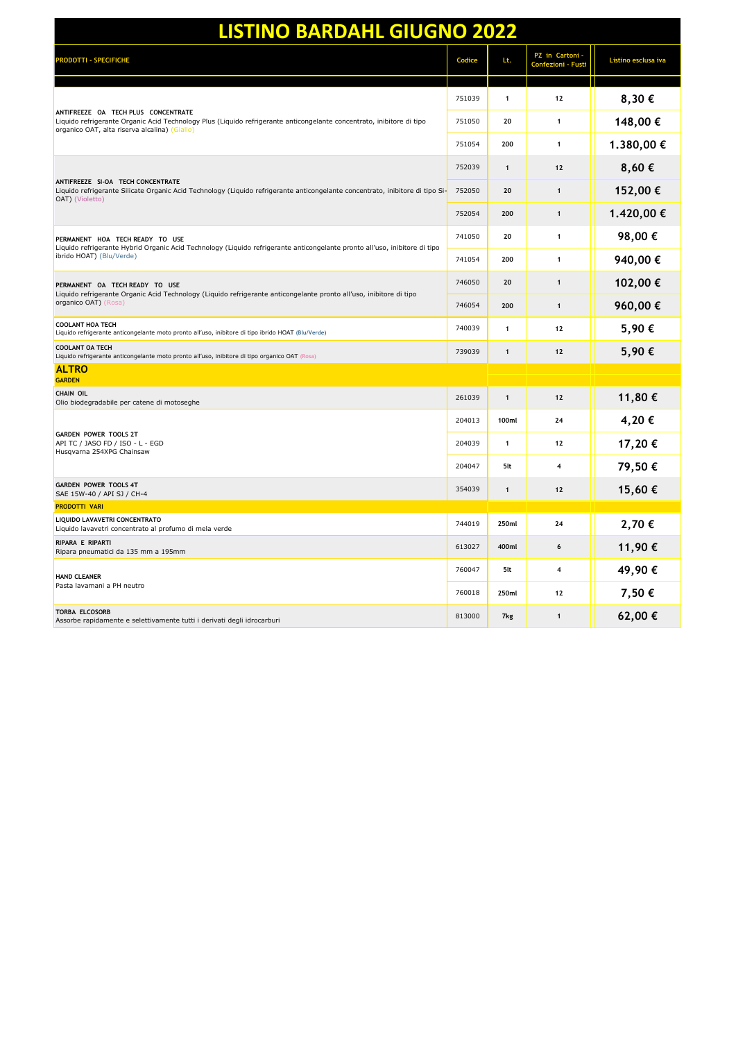# LISTINO BARDAHL GIUGNO 2022

| PRODOTTI - SPECIFICHE | Codice | Lt. | PZ in Cartoni - Confezioni - Fusti | Listino esclusa iva |
|---|---|---|---|---|
| **ANTIFREEZE OA TECH PLUS CONCENTRATE** Liquido refrigerante Organic Acid Technology Plus (Liquido refrigerante anticongelante concentrato, inibitore di tipo organico OAT, alta riserva alcalina) (Giallo) | 751039 | 1 | 12 | 8,30 € |
| | 751050 | 20 | 1 | 148,00 € |
| | 751054 | 200 | 1 | 1.380,00 € |
| **ANTIFREEZE SI-OA TECH CONCENTRATE** Liquido refrigerante Silicate Organic Acid Technology (Liquido refrigerante anticongelante concentrato, inibitore di tipo Si-OAT) (Violetto) | 752039 | 1 | 12 | 8,60 € |
| | 752050 | 20 | 1 | 152,00 € |
| | 752054 | 200 | 1 | 1.420,00 € |
| **PERMANENT HOA TECH READY TO USE** Liquido refrigerante Hybrid Organic Acid Technology (Liquido refrigerante anticongelante pronto all'uso, inibitore di tipo ibrido HOAT) (Blu/Verde) | 741050 | 20 | 1 | 98,00 € |
| | 741054 | 200 | 1 | 940,00 € |
| **PERMANENT OA TECH READY TO USE** Liquido refrigerante Organic Acid Technology (Liquido refrigerante anticongelante pronto all'uso, inibitore di tipo organico OAT) (Rosa) | 746050 | 20 | 1 | 102,00 € |
| | 746054 | 200 | 1 | 960,00 € |
| **COOLANT HOA TECH** Liquido refrigerante anticongelante moto pronto all'uso, inibitore di tipo ibrido HOAT (Blu/Verde) | 740039 | 1 | 12 | 5,90 € |
| **COOLANT OA TECH** Liquido refrigerante anticongelante moto pronto all'uso, inibitore di tipo organico OAT (Rosa) | 739039 | 1 | 12 | 5,90 € |
| **ALTRO** | | | | |
| **GARDEN** | | | | |
| **CHAIN OIL** Olio biodegradabile per catene di motoseghe | 261039 | 1 | 12 | 11,80 € |
| **GARDEN POWER TOOLS 2T** API TC / JASO FD / ISO - L - EGD Husqvarna 254XPG Chainsaw | 204013 | 100ml | 24 | 4,20 € |
| | 204039 | 1 | 12 | 17,20 € |
| | 204047 | 5lt | 4 | 79,50 € |
| **GARDEN POWER TOOLS 4T** SAE 15W-40 / API SJ / CH-4 | 354039 | 1 | 12 | 15,60 € |
| **PRODOTTI VARI** | | | | |
| **LIQUIDO LAVAVETRI CONCENTRATO** Liquido lavavetri concentrato al profumo di mela verde | 744019 | 250ml | 24 | 2,70 € |
| **RIPARA E RIPARTI** Ripara pneumatici da 135 mm a 195mm | 613027 | 400ml | 6 | 11,90 € |
| **HAND CLEANER** Pasta lavamani a PH neutro | 760047 | 5lt | 4 | 49,90 € |
| | 760018 | 250ml | 12 | 7,50 € |
| **TORBA ELCOSORB** Assorbe rapidamente e selettivamente tutti i derivati degli idrocarburi | 813000 | 7kg | 1 | 62,00 € |